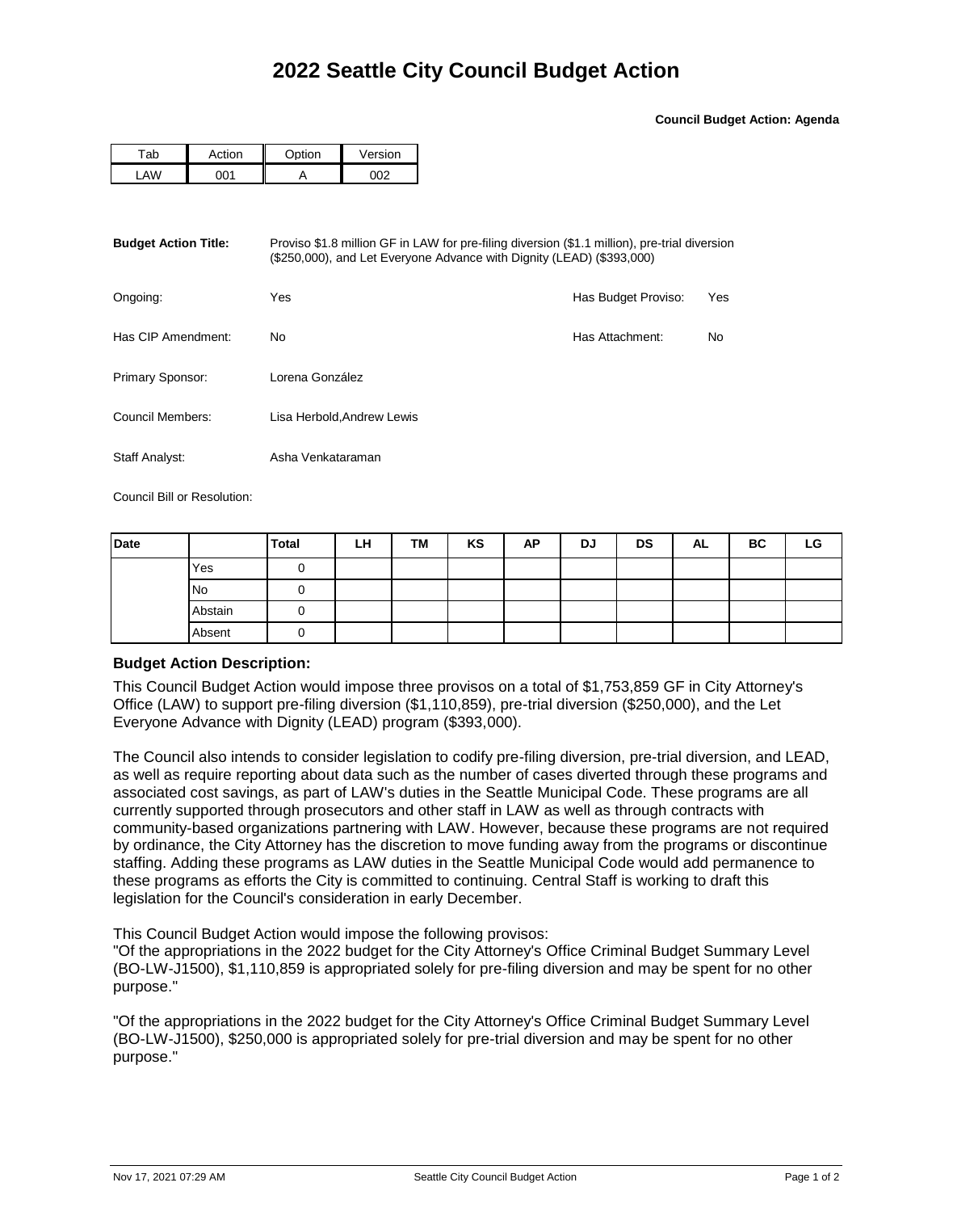# 2022 Seattle City Council Budget Action

**Council Budget Action: Agenda**

| Tab | Action | Option | Version |
| --- | --- | --- | --- |
| LAW | 001 | A | 002 |

**Budget Action Title:** Proviso $1.8 million GF in LAW for pre-filing diversion ($1.1 million), pre-trial diversion ($250,000), and Let Everyone Advance with Dignity (LEAD) ($393,000)

Ongoing: Yes

Has Budget Proviso: Yes

Has CIP Amendment: No

Has Attachment: No

Primary Sponsor: Lorena González

Council Members: Lisa Herbold,Andrew Lewis

Staff Analyst: Asha Venkataraman

Council Bill or Resolution:

| Date | | Total | LH | TM | KS | AP | DJ | DS | AL | BC | LG |
| --- | --- | --- | --- | --- | --- | --- | --- | --- | --- | --- | --- |
| | Yes | 0 | | | | | | | | | |
| | No | 0 | | | | | | | | | |
| | Abstain | 0 | | | | | | | | | |
| | Absent | 0 | | | | | | | | | |

### Budget Action Description:

This Council Budget Action would impose three provisos on a total of $1,753,859 GF in City Attorney's Office (LAW) to support pre-filing diversion ($1,110,859), pre-trial diversion ($250,000), and the Let Everyone Advance with Dignity (LEAD) program ($393,000).

The Council also intends to consider legislation to codify pre-filing diversion, pre-trial diversion, and LEAD, as well as require reporting about data such as the number of cases diverted through these programs and associated cost savings, as part of LAW's duties in the Seattle Municipal Code. These programs are all currently supported through prosecutors and other staff in LAW as well as through contracts with community-based organizations partnering with LAW. However, because these programs are not required by ordinance, the City Attorney has the discretion to move funding away from the programs or discontinue staffing. Adding these programs as LAW duties in the Seattle Municipal Code would add permanence to these programs as efforts the City is committed to continuing. Central Staff is working to draft this legislation for the Council's consideration in early December.

This Council Budget Action would impose the following provisos:
"Of the appropriations in the 2022 budget for the City Attorney's Office Criminal Budget Summary Level (BO-LW-J1500), $1,110,859 is appropriated solely for pre-filing diversion and may be spent for no other purpose."

"Of the appropriations in the 2022 budget for the City Attorney's Office Criminal Budget Summary Level (BO-LW-J1500), $250,000 is appropriated solely for pre-trial diversion and may be spent for no other purpose."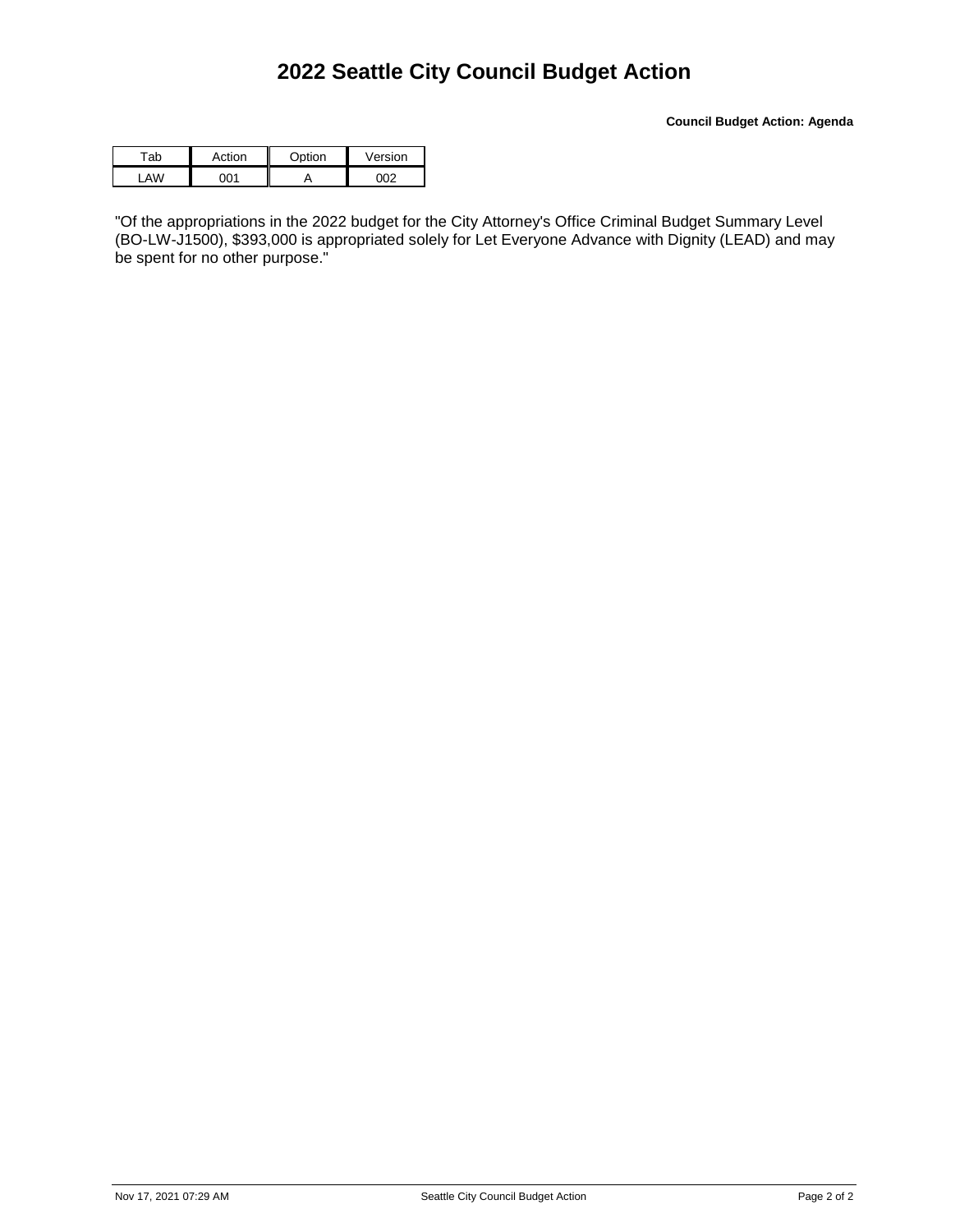# 2022 Seattle City Council Budget Action

**Council Budget Action: Agenda**

| Tab | Action | Option | Version |
|---|---|---|---|
| LAW | 001 | A | 002 |

"Of the appropriations in the 2022 budget for the City Attorney's Office Criminal Budget Summary Level (BO-LW-J1500), $393,000 is appropriated solely for Let Everyone Advance with Dignity (LEAD) and may be spent for no other purpose."